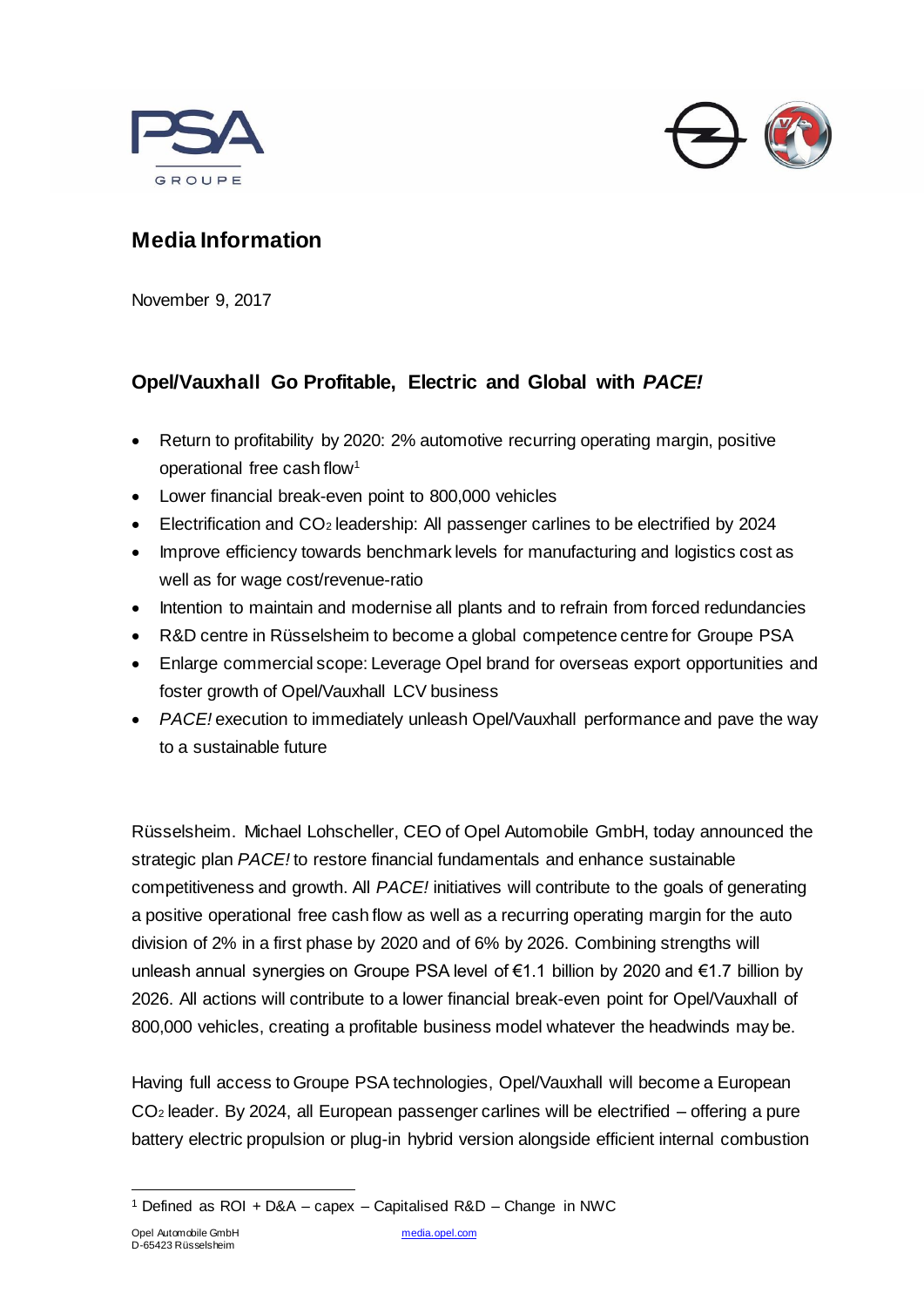## Media Information

November 9, 2017

### Opel/Vauxhall Go Profitable, Electric and Global with *PACE!*

- Return to profitability by 2020: 2% automotive recurring operating margin, positive operational free cash flow[1]
- Lower financial break-even point to 800,000 vehicles
- Electrification and $CO_2$ leadership: All passenger carlines to be electrified by 2024
- Improve efficiency towards benchmark levels for manufacturing and logistics cost as well as for wage cost/revenue-ratio
- Intention to maintain and modernise all plants and to refrain from forced redundancies
- R&D centre in Rüsselsheim to become a global competence centre for Groupe PSA
- Enlarge commercial scope: Leverage Opel brand for overseas export opportunities and foster growth of Opel/Vauxhall LCV business
- *PACE!* execution to immediately unleash Opel/Vauxhall performance and pave the way to a sustainable future

Rüsselsheim. Michael Lohscheller, CEO of Opel Automobile GmbH, today announced the strategic plan *PACE!* to restore financial fundamentals and enhance sustainable competitiveness and growth. All *PACE!* initiatives will contribute to the goals of generating a positive operational free cash flow as well as a recurring operating margin for the auto division of 2% in a first phase by 2020 and of 6% by 2026. Combining strengths will unleash annual synergies on Groupe PSA level of €1.1 billion by 2020 and €1.7 billion by 2026. All actions will contribute to a lower financial break-even point for Opel/Vauxhall of 800,000 vehicles, creating a profitable business model whatever the headwinds may be.

Having full access to Groupe PSA technologies, Opel/Vauxhall will become a European $CO_2$ leader. By 2024, all European passenger carlines will be electrified – offering a pure battery electric propulsion or plug-in hybrid version alongside efficient internal combustion

[1] Defined as ROI + D&A – capex – Capitalised R&D – Change in NWC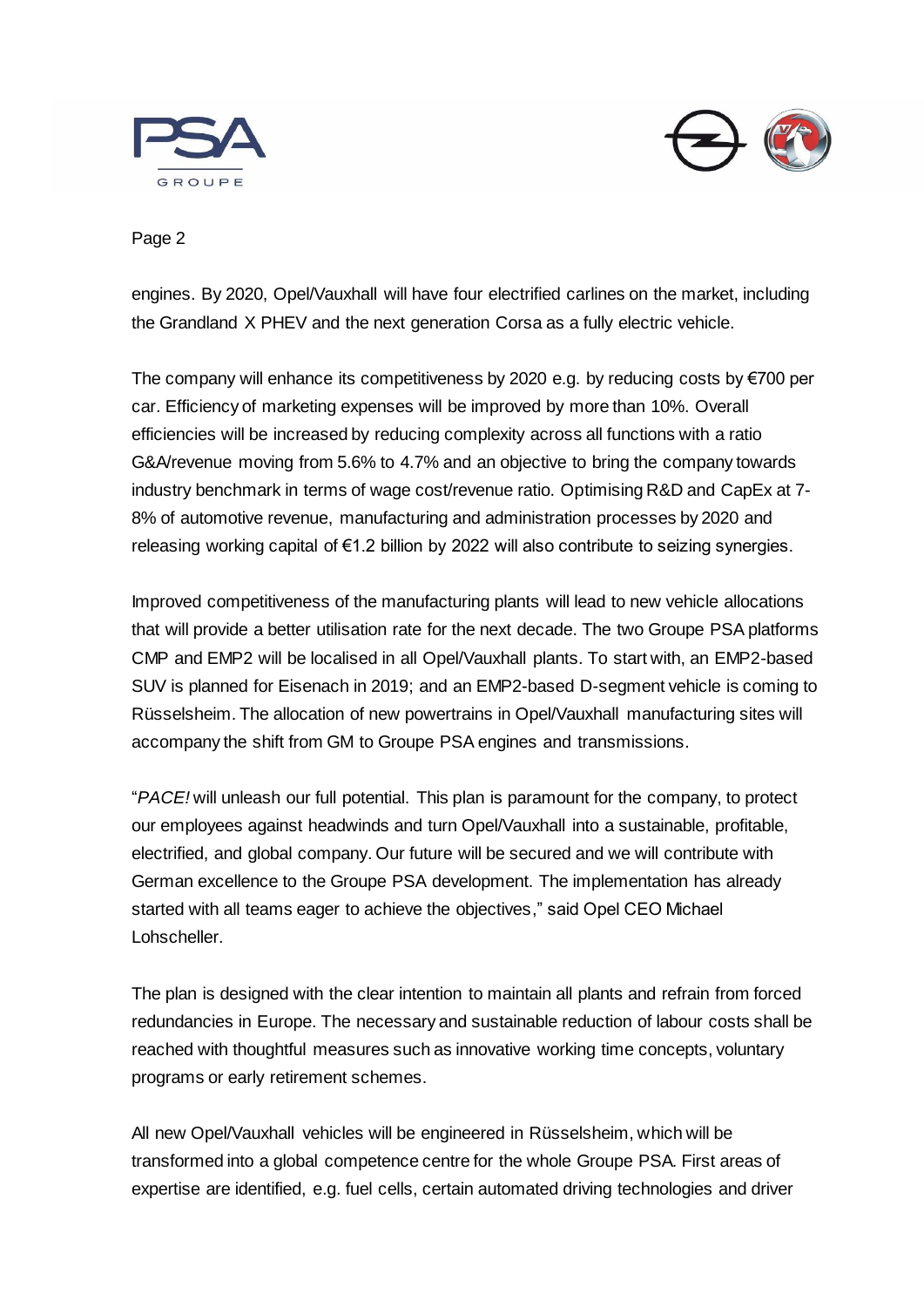engines. By 2020, Opel/Vauxhall will have four electrified carlines on the market, including the Grandland X PHEV and the next generation Corsa as a fully electric vehicle.

The company will enhance its competitiveness by 2020 e.g. by reducing costs by €700 per car. Efficiency of marketing expenses will be improved by more than 10%. Overall efficiencies will be increased by reducing complexity across all functions with a ratio G&A/revenue moving from 5.6% to 4.7% and an objective to bring the company towards industry benchmark in terms of wage cost/revenue ratio. Optimising R&D and CapEx at 7-8% of automotive revenue, manufacturing and administration processes by 2020 and releasing working capital of €1.2 billion by 2022 will also contribute to seizing synergies.

Improved competitiveness of the manufacturing plants will lead to new vehicle allocations that will provide a better utilisation rate for the next decade. The two Groupe PSA platforms CMP and EMP2 will be localised in all Opel/Vauxhall plants. To start with, an EMP2-based SUV is planned for Eisenach in 2019; and an EMP2-based D-segment vehicle is coming to Rüsselsheim. The allocation of new powertrains in Opel/Vauxhall manufacturing sites will accompany the shift from GM to Groupe PSA engines and transmissions.

"*PACE!* will unleash our full potential. This plan is paramount for the company, to protect our employees against headwinds and turn Opel/Vauxhall into a sustainable, profitable, electrified, and global company. Our future will be secured and we will contribute with German excellence to the Groupe PSA development. The implementation has already started with all teams eager to achieve the objectives," said Opel CEO Michael Lohscheller.

The plan is designed with the clear intention to maintain all plants and refrain from forced redundancies in Europe. The necessary and sustainable reduction of labour costs shall be reached with thoughtful measures such as innovative working time concepts, voluntary programs or early retirement schemes.

All new Opel/Vauxhall vehicles will be engineered in Rüsselsheim, which will be transformed into a global competence centre for the whole Groupe PSA. First areas of expertise are identified, e.g. fuel cells, certain automated driving technologies and driver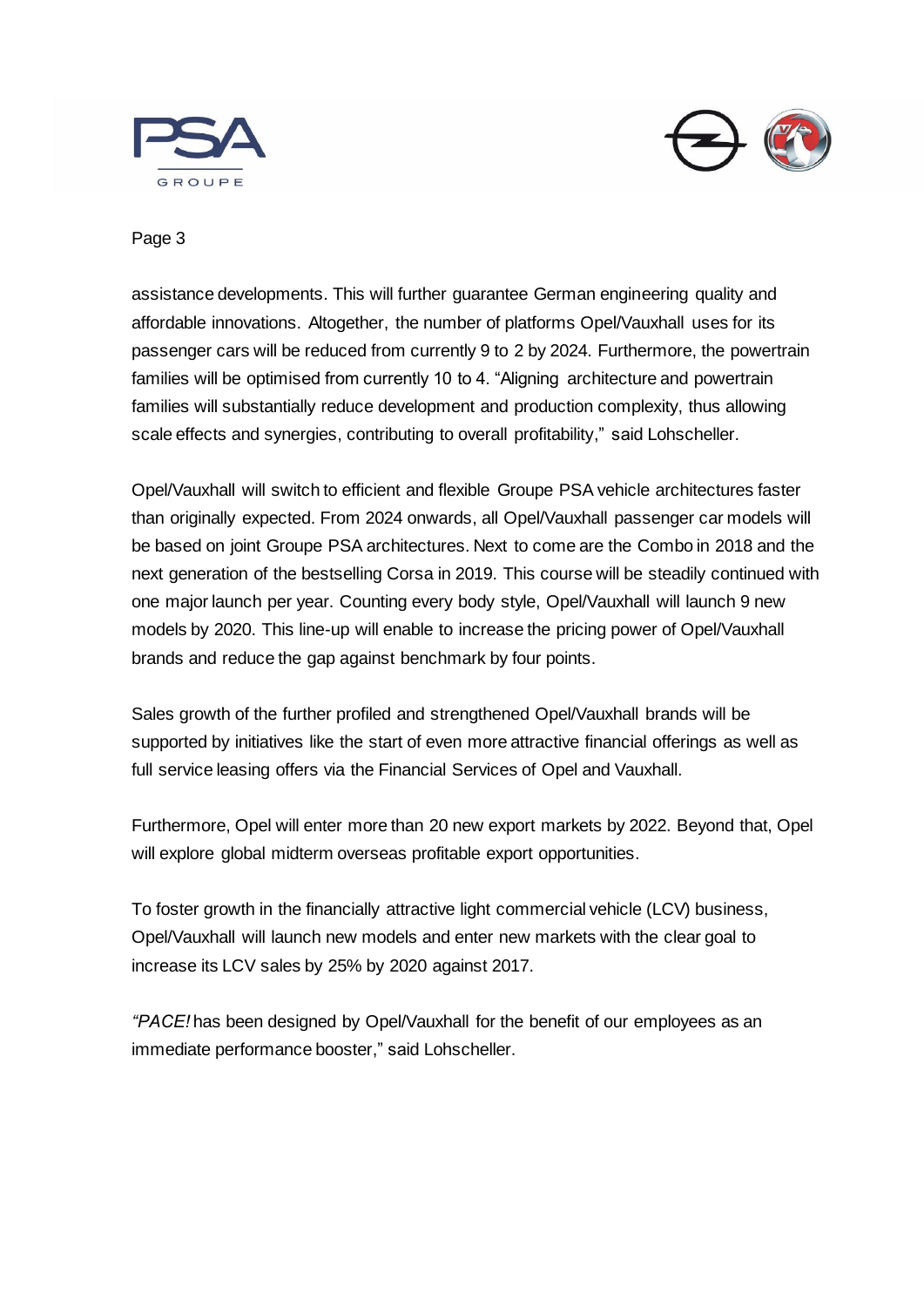assistance developments. This will further guarantee German engineering quality and affordable innovations. Altogether, the number of platforms Opel/Vauxhall uses for its passenger cars will be reduced from currently 9 to 2 by 2024. Furthermore, the powertrain families will be optimised from currently 10 to 4. "Aligning architecture and powertrain families will substantially reduce development and production complexity, thus allowing scale effects and synergies, contributing to overall profitability," said Lohscheller.

Opel/Vauxhall will switch to efficient and flexible Groupe PSA vehicle architectures faster than originally expected. From 2024 onwards, all Opel/Vauxhall passenger car models will be based on joint Groupe PSA architectures. Next to come are the Combo in 2018 and the next generation of the bestselling Corsa in 2019. This course will be steadily continued with one major launch per year. Counting every body style, Opel/Vauxhall will launch 9 new models by 2020. This line-up will enable to increase the pricing power of Opel/Vauxhall brands and reduce the gap against benchmark by four points.

Sales growth of the further profiled and strengthened Opel/Vauxhall brands will be supported by initiatives like the start of even more attractive financial offerings as well as full service leasing offers via the Financial Services of Opel and Vauxhall.

Furthermore, Opel will enter more than 20 new export markets by 2022. Beyond that, Opel will explore global midterm overseas profitable export opportunities.

To foster growth in the financially attractive light commercial vehicle (LCV) business, Opel/Vauxhall will launch new models and enter new markets with the clear goal to increase its LCV sales by 25% by 2020 against 2017.

"*PACE!* has been designed by Opel/Vauxhall for the benefit of our employees as an immediate performance booster," said Lohscheller.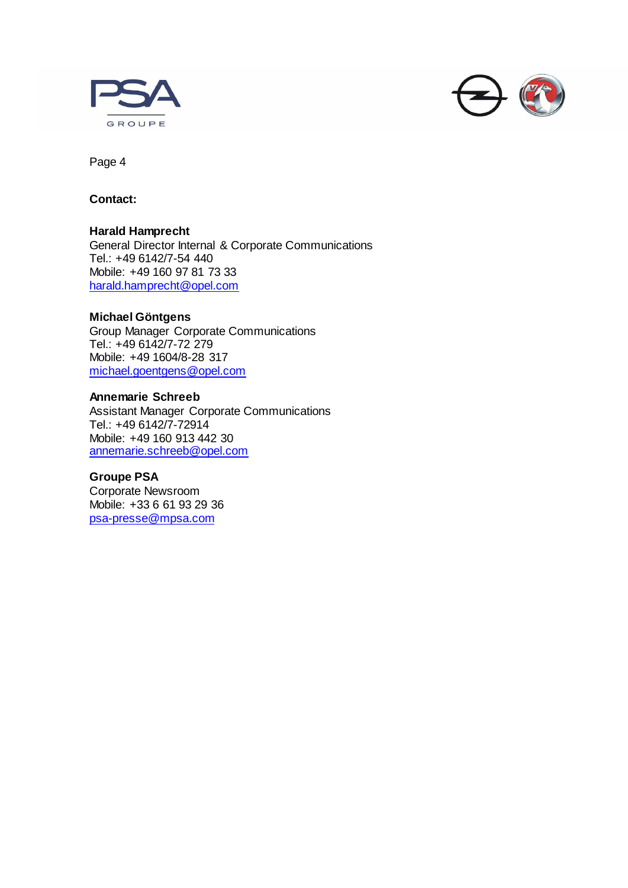**Contact:**

**Harald Hamprecht**
General Director Internal & Corporate Communications
Tel.: +49 6142/7-54 440
Mobile: +49 160 97 81 73 33
harald.hamprecht@opel.com

**Michael Göntgens**
Group Manager Corporate Communications
Tel.: +49 6142/7-72 279
Mobile: +49 1604/8-28 317
michael.goentgens@opel.com

**Annemarie Schreeb**
Assistant Manager Corporate Communications
Tel.: +49 6142/7-72914
Mobile: +49 160 913 442 30
annemarie.schreeb@opel.com

**Groupe PSA**
Corporate Newsroom
Mobile: +33 6 61 93 29 36
psa-presse@mpsa.com